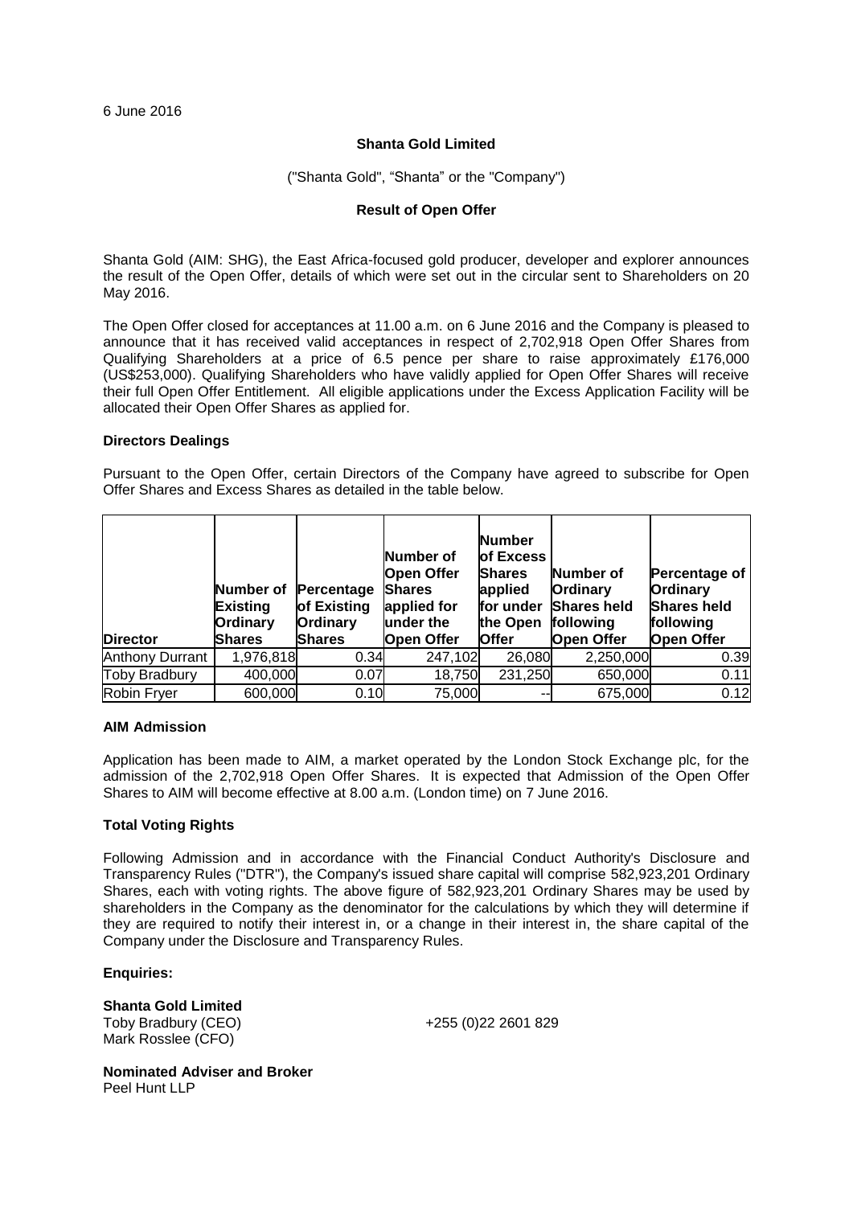6 June 2016

**Shanta Gold Limited**

("Shanta Gold", "Shanta" or the "Company")

**Result of Open Offer**

Shanta Gold (AIM: SHG), the East Africa-focused gold producer, developer and explorer announces the result of the Open Offer, details of which were set out in the circular sent to Shareholders on 20 May 2016.

The Open Offer closed for acceptances at 11.00 a.m. on 6 June 2016 and the Company is pleased to announce that it has received valid acceptances in respect of 2,702,918 Open Offer Shares from Qualifying Shareholders at a price of 6.5 pence per share to raise approximately £176,000 (US$253,000). Qualifying Shareholders who have validly applied for Open Offer Shares will receive their full Open Offer Entitlement. All eligible applications under the Excess Application Facility will be allocated their Open Offer Shares as applied for.

**Directors Dealings**

Pursuant to the Open Offer, certain Directors of the Company have agreed to subscribe for Open Offer Shares and Excess Shares as detailed in the table below.

| Director | Number of Existing Ordinary Shares | Percentage of Existing Ordinary Shares | Number of Open Offer Shares applied for under the Open Offer | Number of Excess Shares applied for under the Open Offer | Number of Ordinary Shares held following Open Offer | Percentage of Ordinary Shares held following Open Offer |
|---|---|---|---|---|---|---|
| Anthony Durrant | 1,976,818 | 0.34 | 247,102 | 26,080 | 2,250,000 | 0.39 |
| Toby Bradbury | 400,000 | 0.07 | 18,750 | 231,250 | 650,000 | 0.11 |
| Robin Fryer | 600,000 | 0.10 | 75,000 | -- | 675,000 | 0.12 |

**AIM Admission**

Application has been made to AIM, a market operated by the London Stock Exchange plc, for the admission of the 2,702,918 Open Offer Shares. It is expected that Admission of the Open Offer Shares to AIM will become effective at 8.00 a.m. (London time) on 7 June 2016.

**Total Voting Rights**

Following Admission and in accordance with the Financial Conduct Authority's Disclosure and Transparency Rules ("DTR"), the Company's issued share capital will comprise 582,923,201 Ordinary Shares, each with voting rights. The above figure of 582,923,201 Ordinary Shares may be used by shareholders in the Company as the denominator for the calculations by which they will determine if they are required to notify their interest in, or a change in their interest in, the share capital of the Company under the Disclosure and Transparency Rules.

**Enquiries:**

**Shanta Gold Limited**
Toby Bradbury (CEO) +255 (0)22 2601 829
Mark Rosslee (CFO)

**Nominated Adviser and Broker**
Peel Hunt LLP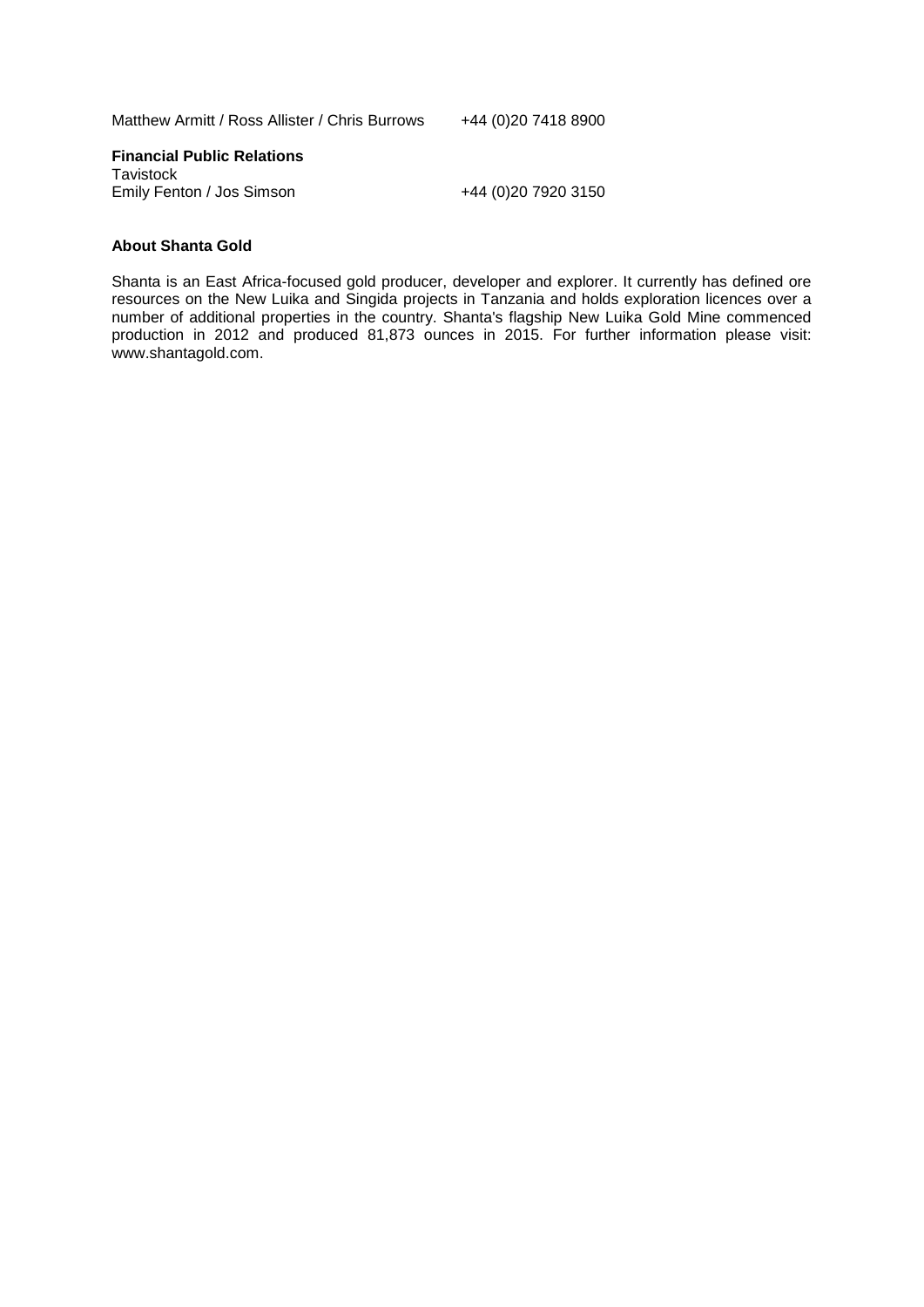Matthew Armitt / Ross Allister / Chris Burrows +44 (0)20 7418 8900

**Financial Public Relations**
Tavistock
Emily Fenton / Jos Simson +44 (0)20 7920 3150

**About Shanta Gold**

Shanta is an East Africa-focused gold producer, developer and explorer. It currently has defined ore resources on the New Luika and Singida projects in Tanzania and holds exploration licences over a number of additional properties in the country. Shanta's flagship New Luika Gold Mine commenced production in 2012 and produced 81,873 ounces in 2015. For further information please visit: www.shantagold.com.